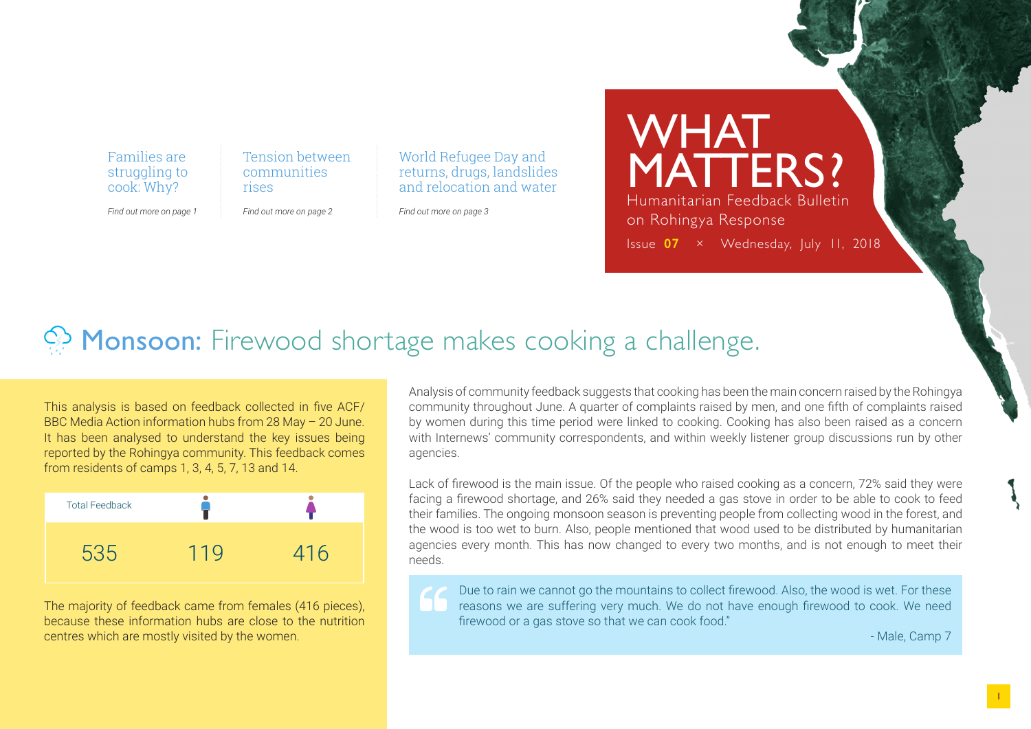Families are struggling to cook: Why?

*Find out more on page 1*

Tension between communities rises

*Find out more on page 2*

World Refugee Day and returns, drugs, landslides and relocation and water

*Find out more on page 3*

# WHAT MATTERS?

Humanitarian Feedback Bulletin on Rohingya Response

Issue **07** × Wednesday, July 11, 2018

## Monsoon: Firewood shortage makes cooking a challenge.

This analysis is based on feedback collected in five ACF/BBC Media Action information hubs from 28 May – 20 June. It has been analysed to understand the key issues being reported by the Rohingya community. This feedback comes from residents of camps 1, 3, 4, 5, 7, 13 and 14.

| Total Feedback | Male | Female |
|---|---|---|
| 535 | 119 | 416 |

The majority of feedback came from females (416 pieces), because these information hubs are close to the nutrition centres which are mostly visited by the women.

Analysis of community feedback suggests that cooking has been the main concern raised by the Rohingya community throughout June. A quarter of complaints raised by men, and one fifth of complaints raised by women during this time period were linked to cooking. Cooking has also been raised as a concern with Internews' community correspondents, and within weekly listener group discussions run by other agencies.

Lack of firewood is the main issue. Of the people who raised cooking as a concern, 72% said they were facing a firewood shortage, and 26% said they needed a gas stove in order to be able to cook to feed their families. The ongoing monsoon season is preventing people from collecting wood in the forest, and the wood is too wet to burn. Also, people mentioned that wood used to be distributed by humanitarian agencies every month. This has now changed to every two months, and is not enough to meet their needs.

> Due to rain we cannot go the mountains to collect firewood. Also, the wood is wet. For these reasons we are suffering very much. We do not have enough firewood to cook. We need firewood or a gas stove so that we can cook food."
>
> \- Male, Camp 7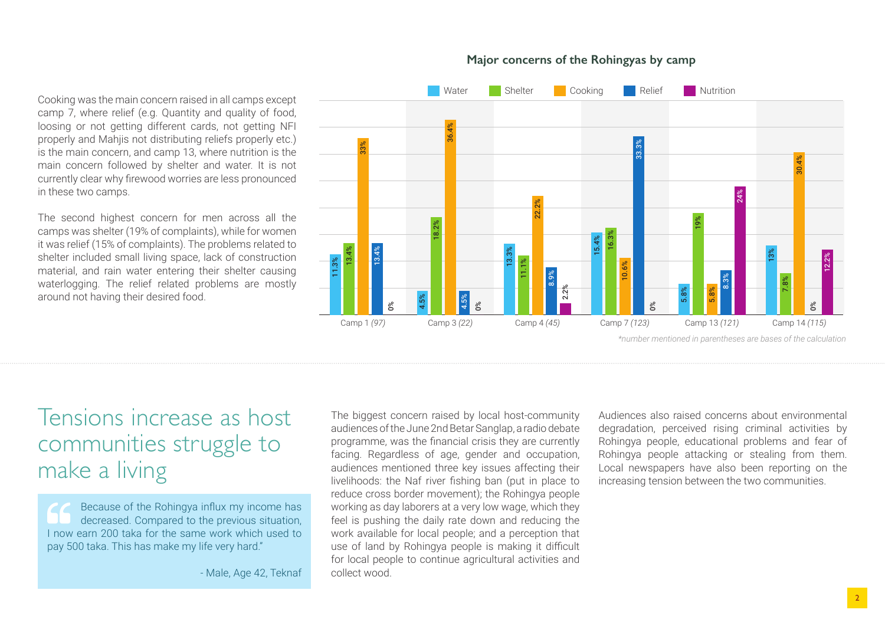Cooking was the main concern raised in all camps except camp 7, where relief (e.g. Quantity and quality of food, loosing or not getting different cards, not getting NFI properly and Mahjis not distributing reliefs properly etc.) is the main concern, and camp 13, where nutrition is the main concern followed by shelter and water. It is not currently clear why firewood worries are less pronounced in these two camps.

The second highest concern for men across all the camps was shelter (19% of complaints), while for women it was relief (15% of complaints). The problems related to shelter included small living space, lack of construction material, and rain water entering their shelter causing waterlogging. The relief related problems are mostly around not having their desired food.

**Major concerns of the Rohingyas by camp**

| Camp | Water | Shelter | Cooking | Relief | Nutrition |
|---|---|---|---|---|---|
| Camp 1 *(97)* | 11.3% | 13.4% | 33% | 13.4% | 0% |
| Camp 3 *(22)* | 4.5% | 18.2% | 36.4% | 4.5% | 0% |
| Camp 4 *(45)* | 13.3% | 11.1% | 22.2% | 8.9% | 2.2% |
| Camp 7 *(123)* | 15.4% | 16.3% | 10.6% | 33.3% | 0% |
| Camp 13 *(121)* | 5.8% | 19% | 5.8% | 8.3% | 24% |
| Camp 14 *(115)* | 13% | 7.8% | 30.4% | 0% | 12.2% |

*\*number mentioned in parentheses are bases of the calculation*

# Tensions increase as host communities struggle to make a living

> Because of the Rohingya influx my income has decreased. Compared to the previous situation, I now earn 200 taka for the same work which used to pay 500 taka. This has make my life very hard."
>
> \- Male, Age 42, Teknaf

The biggest concern raised by local host-community audiences of the June 2nd Betar Sanglap, a radio debate programme, was the financial crisis they are currently facing. Regardless of age, gender and occupation, audiences mentioned three key issues affecting their livelihoods: the Naf river fishing ban (put in place to reduce cross border movement); the Rohingya people working as day laborers at a very low wage, which they feel is pushing the daily rate down and reducing the work available for local people; and a perception that use of land by Rohingya people is making it difficult for local people to continue agricultural activities and collect wood.

Audiences also raised concerns about environmental degradation, perceived rising criminal activities by Rohingya people, educational problems and fear of Rohingya people attacking or stealing from them. Local newspapers have also been reporting on the increasing tension between the two communities.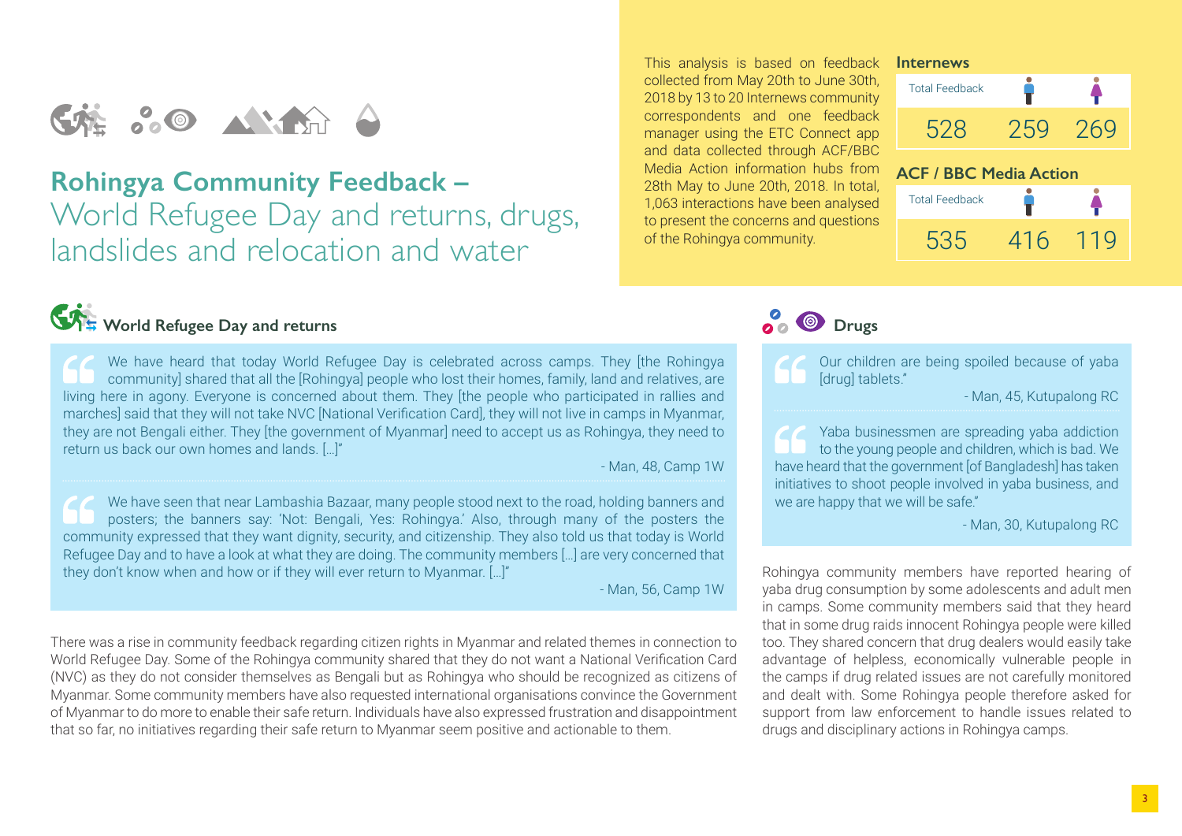# Rohingya Community Feedback – World Refugee Day and returns, drugs, landslides and relocation and water

This analysis is based on feedback collected from May 20th to June 30th, 2018 by 13 to 20 Internews community correspondents and one feedback manager using the ETC Connect app and data collected through ACF/BBC Media Action information hubs from 28th May to June 20th, 2018. In total, 1,063 interactions have been analysed to present the concerns and questions of the Rohingya community.

**Internews**

| Total Feedback | Male | Female |
|---|---|---|
| 528 | 259 | 269 |

**ACF / BBC Media Action**

| Total Feedback | Male | Female |
|---|---|---|
| 535 | 416 | 119 |

## World Refugee Day and returns

> We have heard that today World Refugee Day is celebrated across camps. They [the Rohingya community] shared that all the [Rohingya] people who lost their homes, family, land and relatives, are living here in agony. Everyone is concerned about them. They [the people who participated in rallies and marches] said that they will not take NVC [National Verification Card], they will not live in camps in Myanmar, they are not Bengali either. They [the government of Myanmar] need to accept us as Rohingya, they need to return us back our own homes and lands. [...]"
>
> \- Man, 48, Camp 1W

> We have seen that near Lambashia Bazaar, many people stood next to the road, holding banners and posters; the banners say: 'Not: Bengali, Yes: Rohingya.' Also, through many of the posters the community expressed that they want dignity, security, and citizenship. They also told us that today is World Refugee Day and to have a look at what they are doing. The community members [...] are very concerned that they don't know when and how or if they will ever return to Myanmar. [...]"
>
> \- Man, 56, Camp 1W

There was a rise in community feedback regarding citizen rights in Myanmar and related themes in connection to World Refugee Day. Some of the Rohingya community shared that they do not want a National Verification Card (NVC) as they do not consider themselves as Bengali but as Rohingya who should be recognized as citizens of Myanmar. Some community members have also requested international organisations convince the Government of Myanmar to do more to enable their safe return. Individuals have also expressed frustration and disappointment that so far, no initiatives regarding their safe return to Myanmar seem positive and actionable to them.

## Drugs

> Our children are being spoiled because of yaba [drug] tablets."
>
> \- Man, 45, Kutupalong RC

> Yaba businessmen are spreading yaba addiction to the young people and children, which is bad. We have heard that the government [of Bangladesh] has taken initiatives to shoot people involved in yaba business, and we are happy that we will be safe."
>
> \- Man, 30, Kutupalong RC

Rohingya community members have reported hearing of yaba drug consumption by some adolescents and adult men in camps. Some community members said that they heard that in some drug raids innocent Rohingya people were killed too. They shared concern that drug dealers would easily take advantage of helpless, economically vulnerable people in the camps if drug related issues are not carefully monitored and dealt with. Some Rohingya people therefore asked for support from law enforcement to handle issues related to drugs and disciplinary actions in Rohingya camps.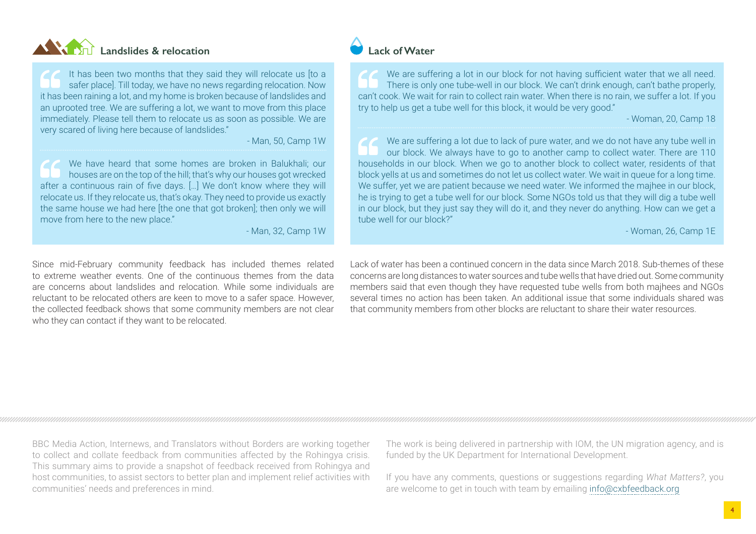## Landslides & relocation

> It has been two months that they said they will relocate us [to a safer place]. Till today, we have no news regarding relocation. Now it has been raining a lot, and my home is broken because of landslides and an uprooted tree. We are suffering a lot, we want to move from this place immediately. Please tell them to relocate us as soon as possible. We are very scared of living here because of landslides."
>
> \- Man, 50, Camp 1W

> We have heard that some homes are broken in Balukhali; our houses are on the top of the hill; that's why our houses got wrecked after a continuous rain of five days. [...] We don't know where they will relocate us. If they relocate us, that's okay. They need to provide us exactly the same house we had here [the one that got broken]; then only we will move from here to the new place."
>
> \- Man, 32, Camp 1W

Since mid-February community feedback has included themes related to extreme weather events. One of the continuous themes from the data are concerns about landslides and relocation. While some individuals are reluctant to be relocated others are keen to move to a safer space. However, the collected feedback shows that some community members are not clear who they can contact if they want to be relocated.

## Lack of Water

> We are suffering a lot in our block for not having sufficient water that we all need. There is only one tube-well in our block. We can't drink enough, can't bathe properly, can't cook. We wait for rain to collect rain water. When there is no rain, we suffer a lot. If you try to help us get a tube well for this block, it would be very good."
>
> \- Woman, 20, Camp 18

> We are suffering a lot due to lack of pure water, and we do not have any tube well in our block. We always have to go to another camp to collect water. There are 110 households in our block. When we go to another block to collect water, residents of that block yells at us and sometimes do not let us collect water. We wait in queue for a long time. We suffer, yet we are patient because we need water. We informed the majhee in our block, he is trying to get a tube well for our block. Some NGOs told us that they will dig a tube well in our block, but they just say they will do it, and they never do anything. How can we get a tube well for our block?"
>
> \- Woman, 26, Camp 1E

Lack of water has been a continued concern in the data since March 2018. Sub-themes of these concerns are long distances to water sources and tube wells that have dried out. Some community members said that even though they have requested tube wells from both majhees and NGOs several times no action has been taken. An additional issue that some individuals shared was that community members from other blocks are reluctant to share their water resources.

---

BBC Media Action, Internews, and Translators without Borders are working together to collect and collate feedback from communities affected by the Rohingya crisis. This summary aims to provide a snapshot of feedback received from Rohingya and host communities, to assist sectors to better plan and implement relief activities with communities' needs and preferences in mind.

The work is being delivered in partnership with IOM, the UN migration agency, and is funded by the UK Department for International Development.

If you have any comments, questions or suggestions regarding *What Matters?*, you are welcome to get in touch with team by emailing info@cxbfeedback.org